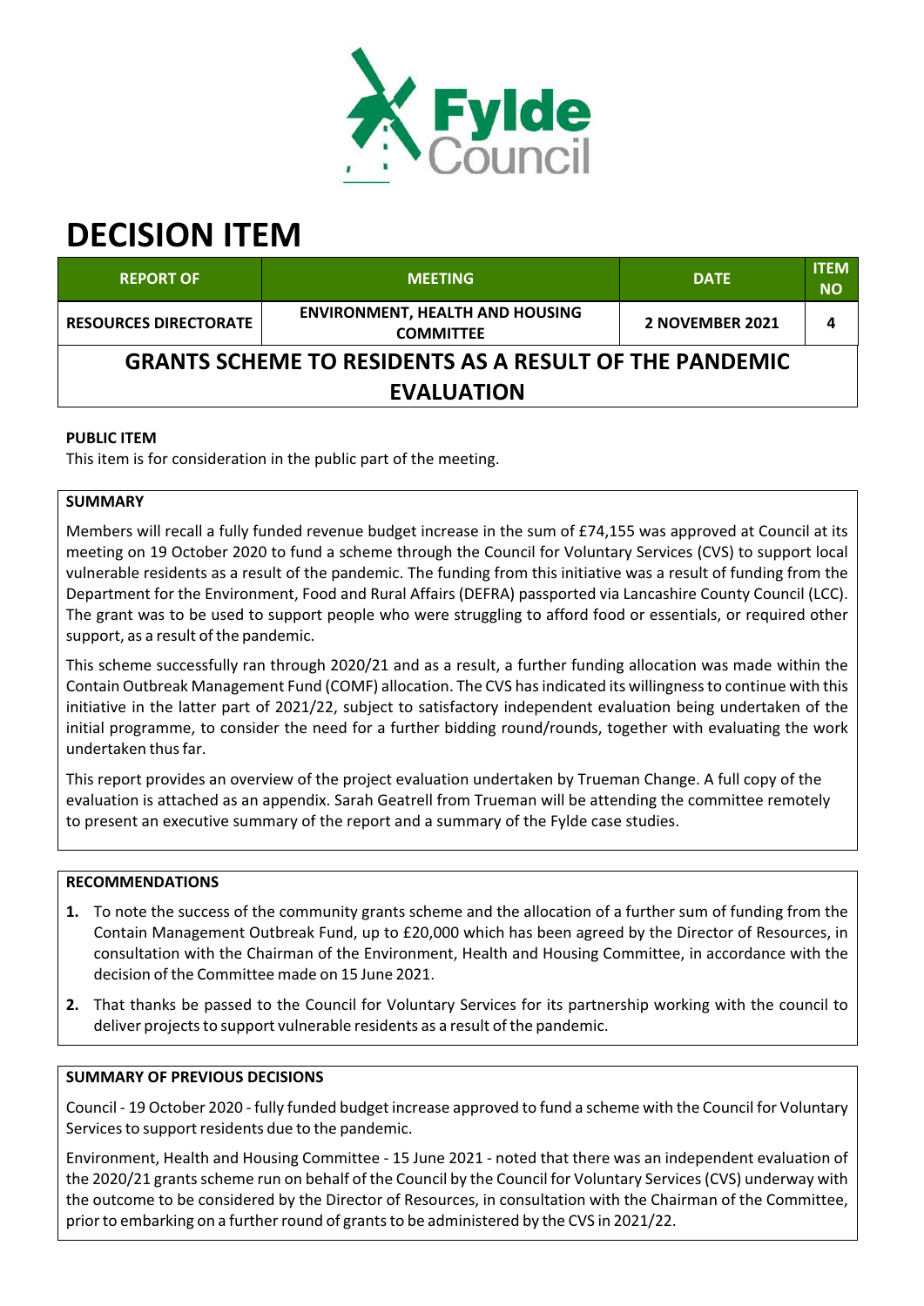# DECISION ITEM

| REPORT OF | MEETING | DATE | ITEM NO |
|---|---|---|---|
| RESOURCES DIRECTORATE | ENVIRONMENT, HEALTH AND HOUSING COMMITTEE | 2 NOVEMBER 2021 | 4 |

## GRANTS SCHEME TO RESIDENTS AS A RESULT OF THE PANDEMIC EVALUATION

**PUBLIC ITEM**

This item is for consideration in the public part of the meeting.

**SUMMARY**

Members will recall a fully funded revenue budget increase in the sum of £74,155 was approved at Council at its meeting on 19 October 2020 to fund a scheme through the Council for Voluntary Services (CVS) to support local vulnerable residents as a result of the pandemic. The funding from this initiative was a result of funding from the Department for the Environment, Food and Rural Affairs (DEFRA) passported via Lancashire County Council (LCC). The grant was to be used to support people who were struggling to afford food or essentials, or required other support, as a result of the pandemic.

This scheme successfully ran through 2020/21 and as a result, a further funding allocation was made within the Contain Outbreak Management Fund (COMF) allocation. The CVS has indicated its willingness to continue with this initiative in the latter part of 2021/22, subject to satisfactory independent evaluation being undertaken of the initial programme, to consider the need for a further bidding round/rounds, together with evaluating the work undertaken thus far.

This report provides an overview of the project evaluation undertaken by Trueman Change. A full copy of the evaluation is attached as an appendix. Sarah Geatrell from Trueman will be attending the committee remotely to present an executive summary of the report and a summary of the Fylde case studies.

**RECOMMENDATIONS**

1. To note the success of the community grants scheme and the allocation of a further sum of funding from the Contain Management Outbreak Fund, up to £20,000 which has been agreed by the Director of Resources, in consultation with the Chairman of the Environment, Health and Housing Committee, in accordance with the decision of the Committee made on 15 June 2021.
2. That thanks be passed to the Council for Voluntary Services for its partnership working with the council to deliver projects to support vulnerable residents as a result of the pandemic.

**SUMMARY OF PREVIOUS DECISIONS**

Council - 19 October 2020 - fully funded budget increase approved to fund a scheme with the Council for Voluntary Services to support residents due to the pandemic.

Environment, Health and Housing Committee - 15 June 2021 - noted that there was an independent evaluation of the 2020/21 grants scheme run on behalf of the Council by the Council for Voluntary Services (CVS) underway with the outcome to be considered by the Director of Resources, in consultation with the Chairman of the Committee, prior to embarking on a further round of grants to be administered by the CVS in 2021/22.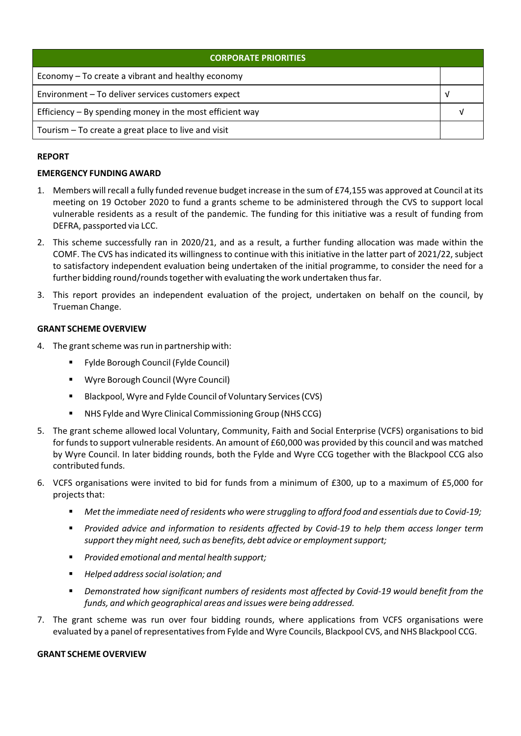| CORPORATE PRIORITIES | |
|---|---|
| Economy – To create a vibrant and healthy economy | |
| Environment – To deliver services customers expect | √ |
| Efficiency – By spending money in the most efficient way | √ |
| Tourism – To create a great place to live and visit | |

**REPORT**

**EMERGENCY FUNDING AWARD**

1. Members will recall a fully funded revenue budget increase in the sum of £74,155 was approved at Council at its meeting on 19 October 2020 to fund a grants scheme to be administered through the CVS to support local vulnerable residents as a result of the pandemic. The funding for this initiative was a result of funding from DEFRA, passported via LCC.
2. This scheme successfully ran in 2020/21, and as a result, a further funding allocation was made within the COMF. The CVS has indicated its willingness to continue with this initiative in the latter part of 2021/22, subject to satisfactory independent evaluation being undertaken of the initial programme, to consider the need for a further bidding round/rounds together with evaluating the work undertaken thus far.
3. This report provides an independent evaluation of the project, undertaken on behalf on the council, by Trueman Change.

**GRANT SCHEME OVERVIEW**

4. The grant scheme was run in partnership with:
   - Fylde Borough Council (Fylde Council)
   - Wyre Borough Council (Wyre Council)
   - Blackpool, Wyre and Fylde Council of Voluntary Services (CVS)
   - NHS Fylde and Wyre Clinical Commissioning Group (NHS CCG)
5. The grant scheme allowed local Voluntary, Community, Faith and Social Enterprise (VCFS) organisations to bid for funds to support vulnerable residents. An amount of £60,000 was provided by this council and was matched by Wyre Council. In later bidding rounds, both the Fylde and Wyre CCG together with the Blackpool CCG also contributed funds.
6. VCFS organisations were invited to bid for funds from a minimum of £300, up to a maximum of £5,000 for projects that:
   - *Met the immediate need of residents who were struggling to afford food and essentials due to Covid-19;*
   - *Provided advice and information to residents affected by Covid-19 to help them access longer term support they might need, such as benefits, debt advice or employment support;*
   - *Provided emotional and mental health support;*
   - *Helped address social isolation; and*
   - *Demonstrated how significant numbers of residents most affected by Covid-19 would benefit from the funds, and which geographical areas and issues were being addressed.*
7. The grant scheme was run over four bidding rounds, where applications from VCFS organisations were evaluated by a panel of representatives from Fylde and Wyre Councils, Blackpool CVS, and NHS Blackpool CCG.

**GRANT SCHEME OVERVIEW**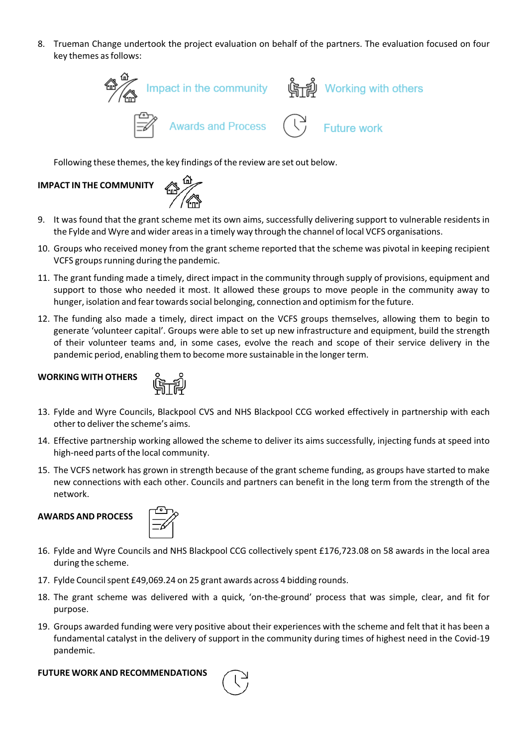8. Trueman Change undertook the project evaluation on behalf of the partners. The evaluation focused on four key themes as follows:

Impact in the community | Working with others | Awards and Process | Future work

Following these themes, the key findings of the review are set out below.

**IMPACT IN THE COMMUNITY**

9. It was found that the grant scheme met its own aims, successfully delivering support to vulnerable residents in the Fylde and Wyre and wider areas in a timely way through the channel of local VCFS organisations.
10. Groups who received money from the grant scheme reported that the scheme was pivotal in keeping recipient VCFS groups running during the pandemic.
11. The grant funding made a timely, direct impact in the community through supply of provisions, equipment and support to those who needed it most. It allowed these groups to move people in the community away to hunger, isolation and fear towards social belonging, connection and optimism for the future.
12. The funding also made a timely, direct impact on the VCFS groups themselves, allowing them to begin to generate 'volunteer capital'. Groups were able to set up new infrastructure and equipment, build the strength of their volunteer teams and, in some cases, evolve the reach and scope of their service delivery in the pandemic period, enabling them to become more sustainable in the longer term.

**WORKING WITH OTHERS**

13. Fylde and Wyre Councils, Blackpool CVS and NHS Blackpool CCG worked effectively in partnership with each other to deliver the scheme's aims.
14. Effective partnership working allowed the scheme to deliver its aims successfully, injecting funds at speed into high-need parts of the local community.
15. The VCFS network has grown in strength because of the grant scheme funding, as groups have started to make new connections with each other. Councils and partners can benefit in the long term from the strength of the network.

**AWARDS AND PROCESS**

16. Fylde and Wyre Councils and NHS Blackpool CCG collectively spent £176,723.08 on 58 awards in the local area during the scheme.
17. Fylde Council spent £49,069.24 on 25 grant awards across 4 bidding rounds.
18. The grant scheme was delivered with a quick, 'on-the-ground' process that was simple, clear, and fit for purpose.
19. Groups awarded funding were very positive about their experiences with the scheme and felt that it has been a fundamental catalyst in the delivery of support in the community during times of highest need in the Covid-19 pandemic.

**FUTURE WORK AND RECOMMENDATIONS**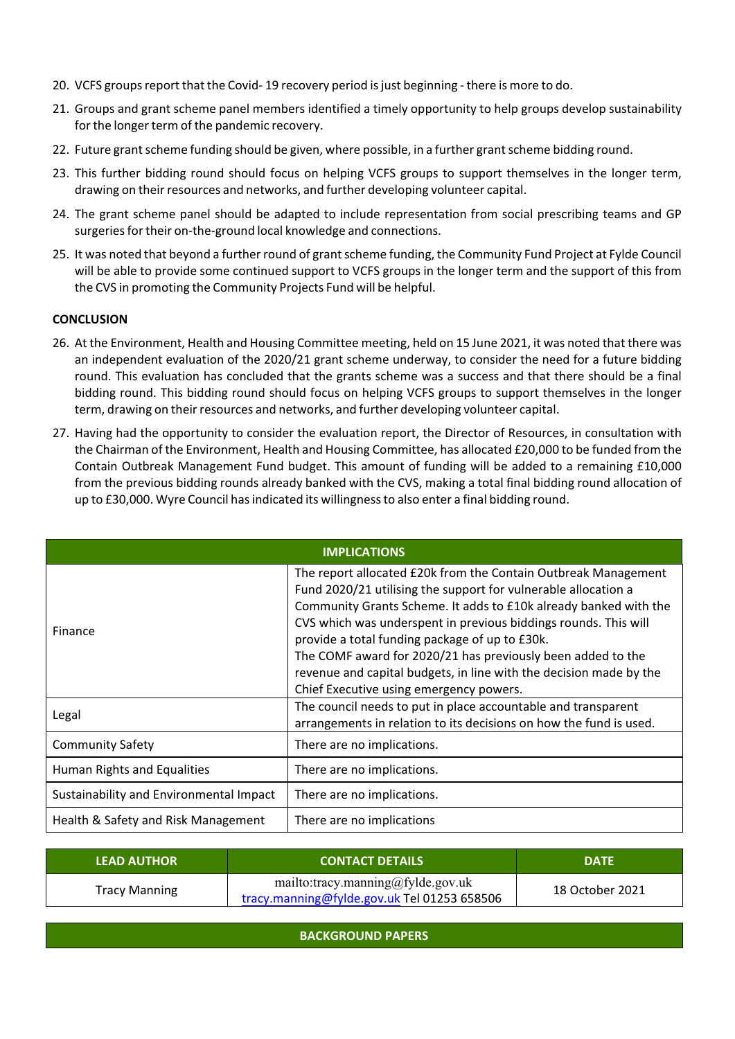20. VCFS groups report that the Covid- 19 recovery period is just beginning - there is more to do.
21. Groups and grant scheme panel members identified a timely opportunity to help groups develop sustainability for the longer term of the pandemic recovery.
22. Future grant scheme funding should be given, where possible, in a further grant scheme bidding round.
23. This further bidding round should focus on helping VCFS groups to support themselves in the longer term, drawing on their resources and networks, and further developing volunteer capital.
24. The grant scheme panel should be adapted to include representation from social prescribing teams and GP surgeries for their on-the-ground local knowledge and connections.
25. It was noted that beyond a further round of grant scheme funding, the Community Fund Project at Fylde Council will be able to provide some continued support to VCFS groups in the longer term and the support of this from the CVS in promoting the Community Projects Fund will be helpful.

**CONCLUSION**

26. At the Environment, Health and Housing Committee meeting, held on 15 June 2021, it was noted that there was an independent evaluation of the 2020/21 grant scheme underway, to consider the need for a future bidding round. This evaluation has concluded that the grants scheme was a success and that there should be a final bidding round. This bidding round should focus on helping VCFS groups to support themselves in the longer term, drawing on their resources and networks, and further developing volunteer capital.
27. Having had the opportunity to consider the evaluation report, the Director of Resources, in consultation with the Chairman of the Environment, Health and Housing Committee, has allocated £20,000 to be funded from the Contain Outbreak Management Fund budget. This amount of funding will be added to a remaining £10,000 from the previous bidding rounds already banked with the CVS, making a total final bidding round allocation of up to £30,000. Wyre Council has indicated its willingness to also enter a final bidding round.

| IMPLICATIONS | |
|---|---|
| Finance | The report allocated £20k from the Contain Outbreak Management Fund 2020/21 utilising the support for vulnerable allocation a Community Grants Scheme. It adds to £10k already banked with the CVS which was underspent in previous biddings rounds. This will provide a total funding package of up to £30k.<br>The COMF award for 2020/21 has previously been added to the revenue and capital budgets, in line with the decision made by the Chief Executive using emergency powers. |
| Legal | The council needs to put in place accountable and transparent arrangements in relation to its decisions on how the fund is used. |
| Community Safety | There are no implications. |
| Human Rights and Equalities | There are no implications. |
| Sustainability and Environmental Impact | There are no implications. |
| Health & Safety and Risk Management | There are no implications |

| LEAD AUTHOR | CONTACT DETAILS | DATE |
|---|---|---|
| Tracy Manning | mailto:tracy.manning@fylde.gov.uk<br>tracy.manning@fylde.gov.uk Tel 01253 658506 | 18 October 2021 |

| BACKGROUND PAPERS |
|---|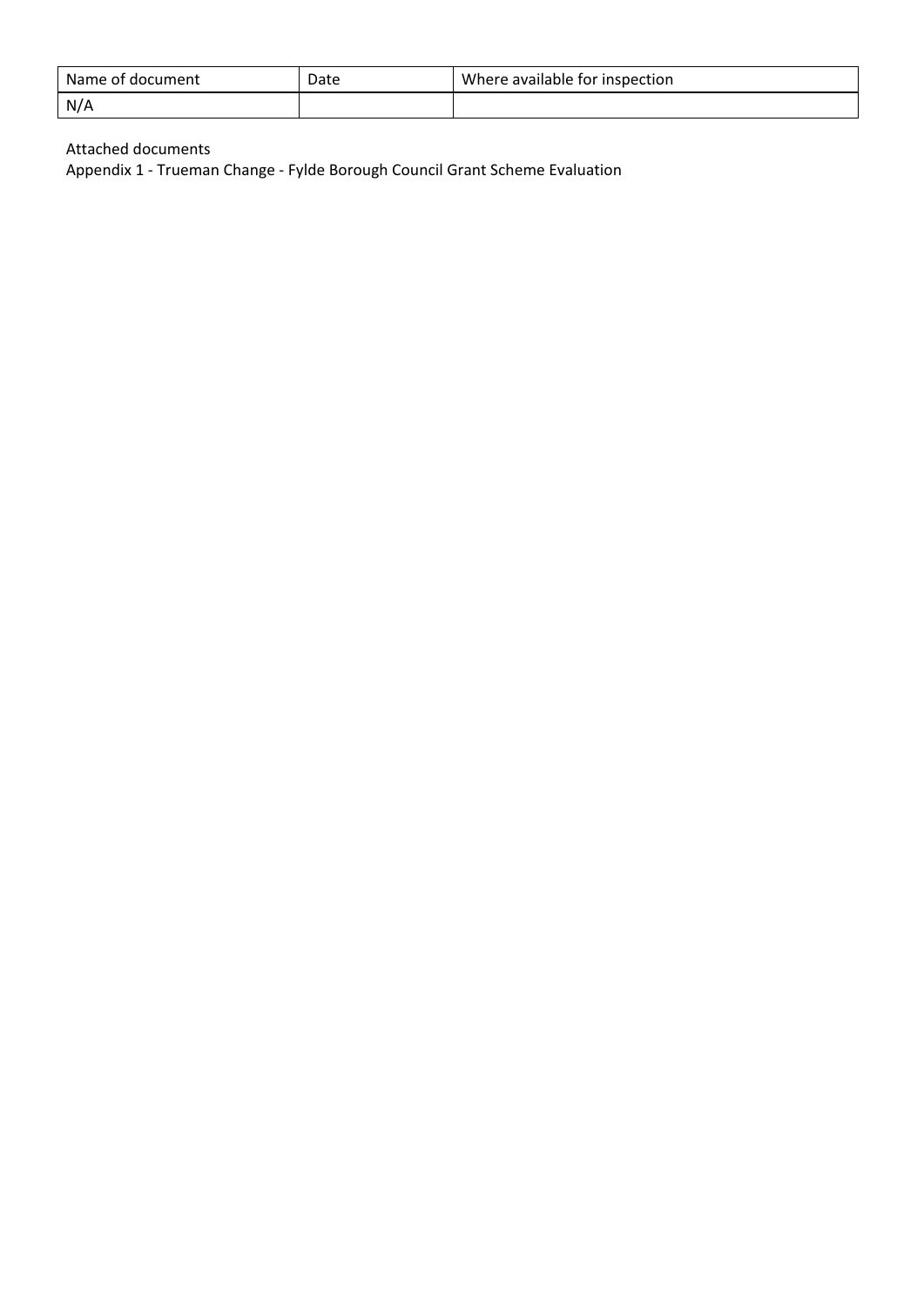| Name of document | Date | Where available for inspection |
| --- | --- | --- |
| N/A | | |

Attached documents

Appendix 1 - Trueman Change - Fylde Borough Council Grant Scheme Evaluation